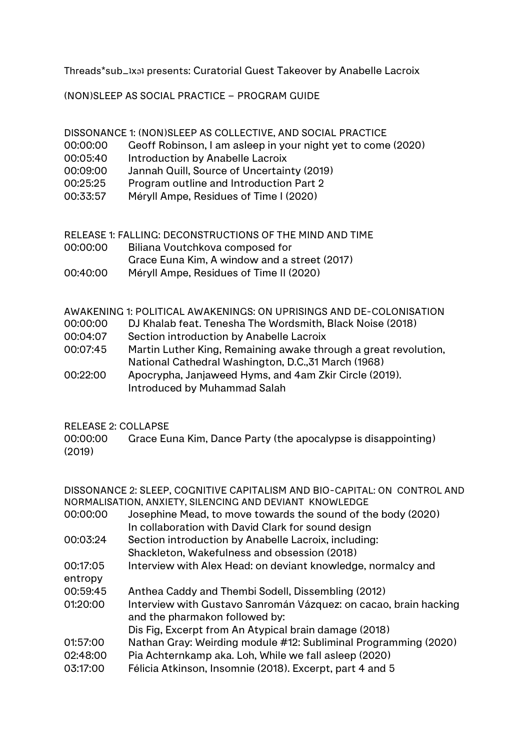Threads*sub_ɹxǝɪ presents: Curatorial Guest Takeover by Anabelle Lacroix

(NON)SLEEP AS SOCIAL PRACTICE – PROGRAM GUIDE

DISSONANCE 1: (NON)SLEEP AS COLLECTIVE, AND SOCIAL PRACTICE

| | |
|---|---|
| 00:00:00 | Geoff Robinson, I am asleep in your night yet to come (2020) |
| 00:05:40 | Introduction by Anabelle Lacroix |
| 00:09:00 | Jannah Quill, Source of Uncertainty (2019) |
| 00:25:25 | Program outline and Introduction Part 2 |
| 00:33:57 | Méryll Ampe, Residues of Time I (2020) |

RELEASE 1: FALLING: DECONSTRUCTIONS OF THE MIND AND TIME

| | |
|---|---|
| 00:00:00 | Biliana Voutchkova composed for Grace Euna Kim, A window and a street (2017) |
| 00:40:00 | Méryll Ampe, Residues of Time II (2020) |

AWAKENING 1: POLITICAL AWAKENINGS: ON UPRISINGS AND DE-COLONISATION

| | |
|---|---|
| 00:00:00 | DJ Khalab feat. Tenesha The Wordsmith, Black Noise (2018) |
| 00:04:07 | Section introduction by Anabelle Lacroix |
| 00:07:45 | Martin Luther King, Remaining awake through a great revolution, National Cathedral Washington, D.C.,31 March (1968) |
| 00:22:00 | Apocrypha, Janjaweed Hyms, and 4am Zkir Circle (2019). Introduced by Muhammad Salah |

RELEASE 2: COLLAPSE

| | |
|---|---|
| 00:00:00 | Grace Euna Kim, Dance Party (the apocalypse is disappointing) (2019) |

DISSONANCE 2: SLEEP, COGNITIVE CAPITALISM AND BIO-CAPITAL: ON CONTROL AND NORMALISATION, ANXIETY, SILENCING AND DEVIANT KNOWLEDGE

| | |
|---|---|
| 00:00:00 | Josephine Mead, to move towards the sound of the body (2020) In collaboration with David Clark for sound design |
| 00:03:24 | Section introduction by Anabelle Lacroix, including: Shackleton, Wakefulness and obsession (2018) |
| 00:17:05 | Interview with Alex Head: on deviant knowledge, normalcy and entropy |
| 00:59:45 | Anthea Caddy and Thembi Sodell, Dissembling (2012) |
| 01:20:00 | Interview with Gustavo Sanromán Vázquez: on cacao, brain hacking and the pharmakon followed by: Dis Fig, Excerpt from An Atypical brain damage (2018) |
| 01:57:00 | Nathan Gray: Weirding module #12: Subliminal Programming (2020) |
| 02:48:00 | Pia Achternkamp aka. Loh, While we fall asleep (2020) |
| 03:17:00 | Félicia Atkinson, Insomnie (2018). Excerpt, part 4 and 5 |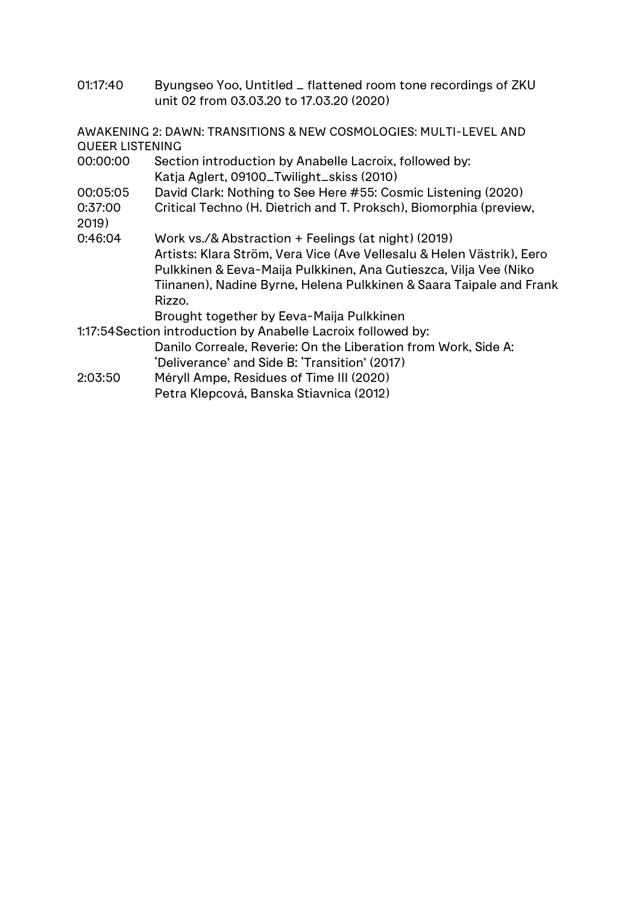01:17:40 Byungseo Yoo, Untitled _ flattened room tone recordings of ZKU unit 02 from 03.03.20 to 17.03.20 (2020)

AWAKENING 2: DAWN: TRANSITIONS & NEW COSMOLOGIES: MULTI-LEVEL AND QUEER LISTENING

00:00:00 Section introduction by Anabelle Lacroix, followed by:
Katja Aglert, 09100_Twilight_skiss (2010)

00:05:05 David Clark: Nothing to See Here #55: Cosmic Listening (2020)

0:37:00 Critical Techno (H. Dietrich and T. Proksch), Biomorphia (preview, 2019)

0:46:04 Work vs./& Abstraction + Feelings (at night) (2019)
Artists: Klara Ström, Vera Vice (Ave Vellesalu & Helen Västrik), Eero Pulkkinen & Eeva-Maija Pulkkinen, Ana Gutieszca, Vilja Vee (Niko Tiinanen), Nadine Byrne, Helena Pulkkinen & Saara Taipale and Frank Rizzo.
Brought together by Eeva-Maija Pulkkinen

1:17:54 Section introduction by Anabelle Lacroix followed by:
Danilo Correale, Reverie: On the Liberation from Work, Side A: 'Deliverance' and Side B: 'Transition' (2017)

2:03:50 Méryll Ampe, Residues of Time III (2020)
Petra Klepcová, Banska Stiavnica (2012)